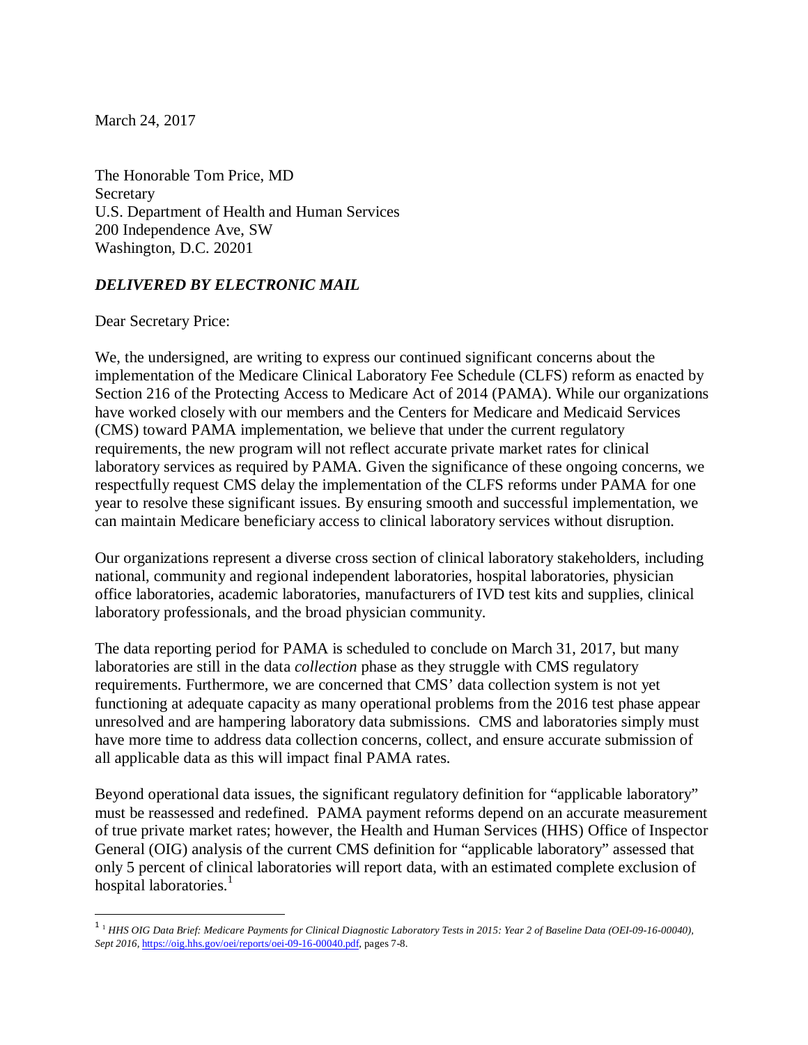March 24, 2017

The Honorable Tom Price, MD
Secretary
U.S. Department of Health and Human Services
200 Independence Ave, SW
Washington, D.C. 20201

***DELIVERED BY ELECTRONIC MAIL***

Dear Secretary Price:

We, the undersigned, are writing to express our continued significant concerns about the implementation of the Medicare Clinical Laboratory Fee Schedule (CLFS) reform as enacted by Section 216 of the Protecting Access to Medicare Act of 2014 (PAMA). While our organizations have worked closely with our members and the Centers for Medicare and Medicaid Services (CMS) toward PAMA implementation, we believe that under the current regulatory requirements, the new program will not reflect accurate private market rates for clinical laboratory services as required by PAMA. Given the significance of these ongoing concerns, we respectfully request CMS delay the implementation of the CLFS reforms under PAMA for one year to resolve these significant issues. By ensuring smooth and successful implementation, we can maintain Medicare beneficiary access to clinical laboratory services without disruption.

Our organizations represent a diverse cross section of clinical laboratory stakeholders, including national, community and regional independent laboratories, hospital laboratories, physician office laboratories, academic laboratories, manufacturers of IVD test kits and supplies, clinical laboratory professionals, and the broad physician community.

The data reporting period for PAMA is scheduled to conclude on March 31, 2017, but many laboratories are still in the data *collection* phase as they struggle with CMS regulatory requirements. Furthermore, we are concerned that CMS' data collection system is not yet functioning at adequate capacity as many operational problems from the 2016 test phase appear unresolved and are hampering laboratory data submissions. CMS and laboratories simply must have more time to address data collection concerns, collect, and ensure accurate submission of all applicable data as this will impact final PAMA rates.

Beyond operational data issues, the significant regulatory definition for "applicable laboratory" must be reassessed and redefined. PAMA payment reforms depend on an accurate measurement of true private market rates; however, the Health and Human Services (HHS) Office of Inspector General (OIG) analysis of the current CMS definition for "applicable laboratory" assessed that only 5 percent of clinical laboratories will report data, with an estimated complete exclusion of hospital laboratories.[1]

---

[1] [1] *HHS OIG Data Brief: Medicare Payments for Clinical Diagnostic Laboratory Tests in 2015: Year 2 of Baseline Data (OEI-09-16-00040), Sept 2016*, https://oig.hhs.gov/oei/reports/oei-09-16-00040.pdf, pages 7-8.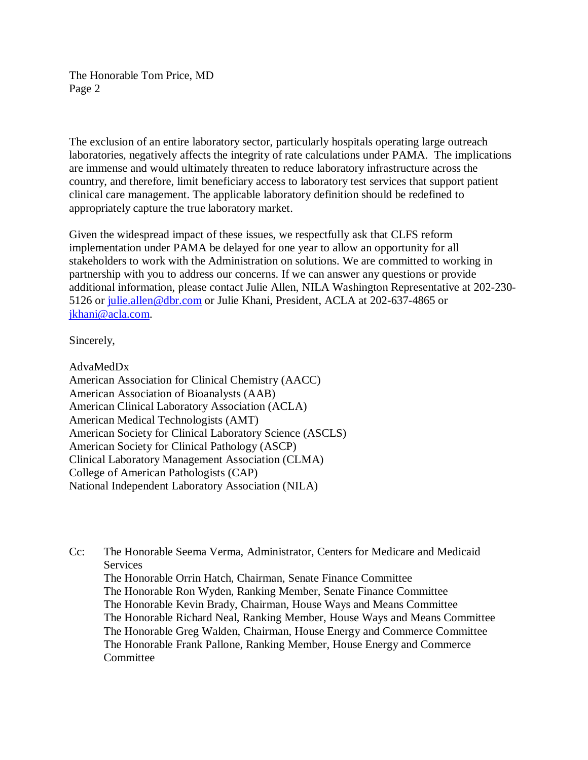The exclusion of an entire laboratory sector, particularly hospitals operating large outreach laboratories, negatively affects the integrity of rate calculations under PAMA. The implications are immense and would ultimately threaten to reduce laboratory infrastructure across the country, and therefore, limit beneficiary access to laboratory test services that support patient clinical care management. The applicable laboratory definition should be redefined to appropriately capture the true laboratory market.

Given the widespread impact of these issues, we respectfully ask that CLFS reform implementation under PAMA be delayed for one year to allow an opportunity for all stakeholders to work with the Administration on solutions. We are committed to working in partnership with you to address our concerns. If we can answer any questions or provide additional information, please contact Julie Allen, NILA Washington Representative at 202-230-5126 or julie.allen@dbr.com or Julie Khani, President, ACLA at 202-637-4865 or jkhani@acla.com.

Sincerely,

AdvaMedDx
American Association for Clinical Chemistry (AACC)
American Association of Bioanalysts (AAB)
American Clinical Laboratory Association (ACLA)
American Medical Technologists (AMT)
American Society for Clinical Laboratory Science (ASCLS)
American Society for Clinical Pathology (ASCP)
Clinical Laboratory Management Association (CLMA)
College of American Pathologists (CAP)
National Independent Laboratory Association (NILA)

Cc: The Honorable Seema Verma, Administrator, Centers for Medicare and Medicaid Services
The Honorable Orrin Hatch, Chairman, Senate Finance Committee
The Honorable Ron Wyden, Ranking Member, Senate Finance Committee
The Honorable Kevin Brady, Chairman, House Ways and Means Committee
The Honorable Richard Neal, Ranking Member, House Ways and Means Committee
The Honorable Greg Walden, Chairman, House Energy and Commerce Committee
The Honorable Frank Pallone, Ranking Member, House Energy and Commerce Committee